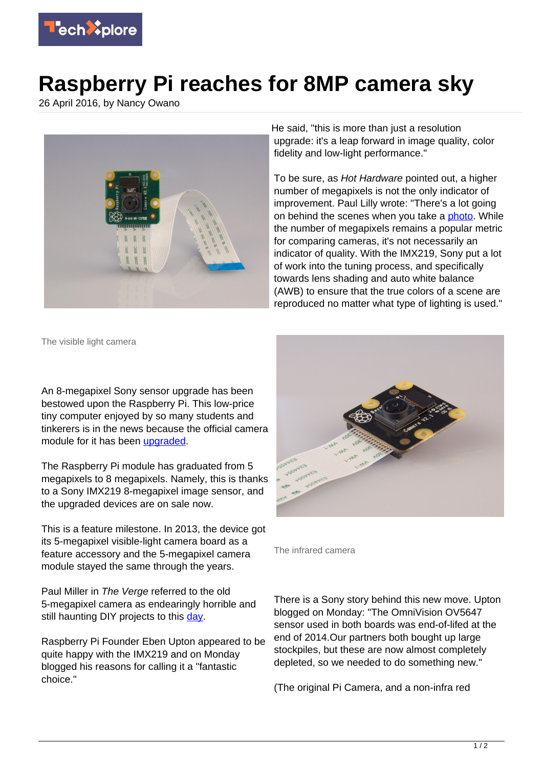# Raspberry Pi reaches for 8MP camera sky

26 April 2016, by Nancy Owano

The visible light camera

An 8-megapixel Sony sensor upgrade has been bestowed upon the Raspberry Pi. This low-price tiny computer enjoyed by so many students and tinkerers is in the news because the official camera module for it has been upgraded.

The Raspberry Pi module has graduated from 5 megapixels to 8 megapixels. Namely, this is thanks to a Sony IMX219 8-megapixel image sensor, and the upgraded devices are on sale now.

This is a feature milestone. In 2013, the device got its 5-megapixel visible-light camera board as a feature accessory and the 5-megapixel camera module stayed the same through the years.

Paul Miller in *The Verge* referred to the old 5-megapixel camera as endearingly horrible and still haunting DIY projects to this day.

Raspberry Pi Founder Eben Upton appeared to be quite happy with the IMX219 and on Monday blogged his reasons for calling it a "fantastic choice."

He said, "this is more than just a resolution upgrade: it's a leap forward in image quality, color fidelity and low-light performance."

To be sure, as *Hot Hardware* pointed out, a higher number of megapixels is not the only indicator of improvement. Paul Lilly wrote: "There's a lot going on behind the scenes when you take a photo. While the number of megapixels remains a popular metric for comparing cameras, it's not necessarily an indicator of quality. With the IMX219, Sony put a lot of work into the tuning process, and specifically towards lens shading and auto white balance (AWB) to ensure that the true colors of a scene are reproduced no matter what type of lighting is used."

The infrared camera

There is a Sony story behind this new move. Upton blogged on Monday: "The OmniVision OV5647 sensor used in both boards was end-of-lifed at the end of 2014.Our partners both bought up large stockpiles, but these are now almost completely depleted, so we needed to do something new."

(The original Pi Camera, and a non-infra red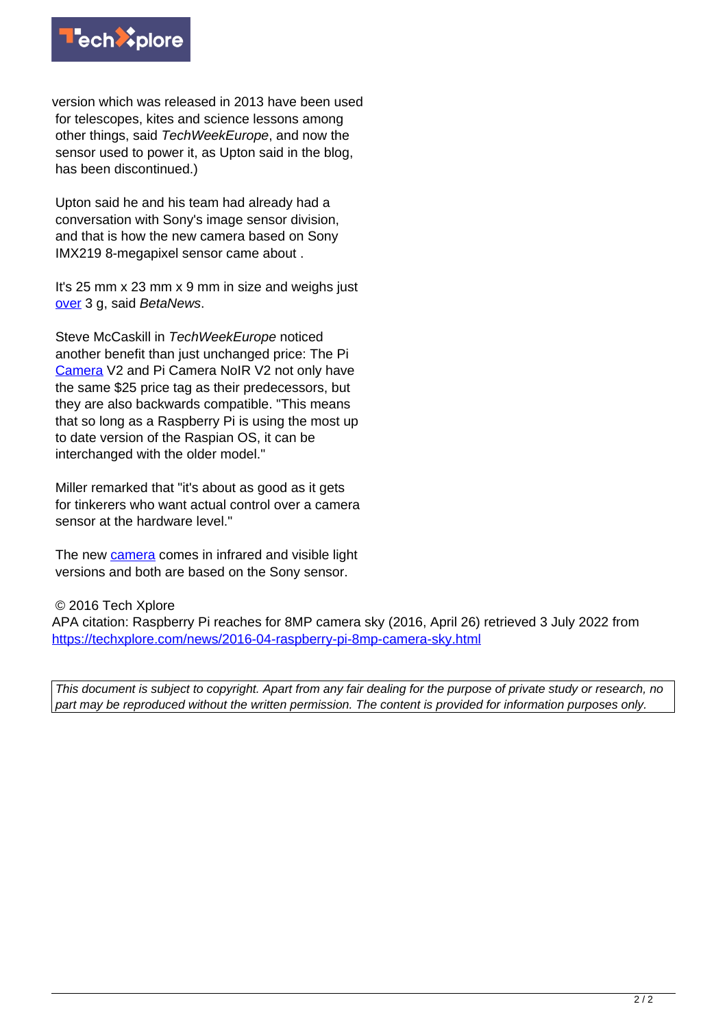version which was released in 2013 have been used for telescopes, kites and science lessons among other things, said *TechWeekEurope*, and now the sensor used to power it, as Upton said in the blog, has been discontinued.)

Upton said he and his team had already had a conversation with Sony's image sensor division, and that is how the new camera based on Sony IMX219 8-megapixel sensor came about .

It's 25 mm x 23 mm x 9 mm in size and weighs just over 3 g, said *BetaNews*.

Steve McCaskill in *TechWeekEurope* noticed another benefit than just unchanged price: The Pi Camera V2 and Pi Camera NoIR V2 not only have the same $25 price tag as their predecessors, but they are also backwards compatible. "This means that so long as a Raspberry Pi is using the most up to date version of the Raspian OS, it can be interchanged with the older model."

Miller remarked that "it's about as good as it gets for tinkerers who want actual control over a camera sensor at the hardware level."

The new camera comes in infrared and visible light versions and both are based on the Sony sensor.

© 2016 Tech Xplore

APA citation: Raspberry Pi reaches for 8MP camera sky (2016, April 26) retrieved 3 July 2022 from https://techxplore.com/news/2016-04-raspberry-pi-8mp-camera-sky.html

*This document is subject to copyright. Apart from any fair dealing for the purpose of private study or research, no part may be reproduced without the written permission. The content is provided for information purposes only.*